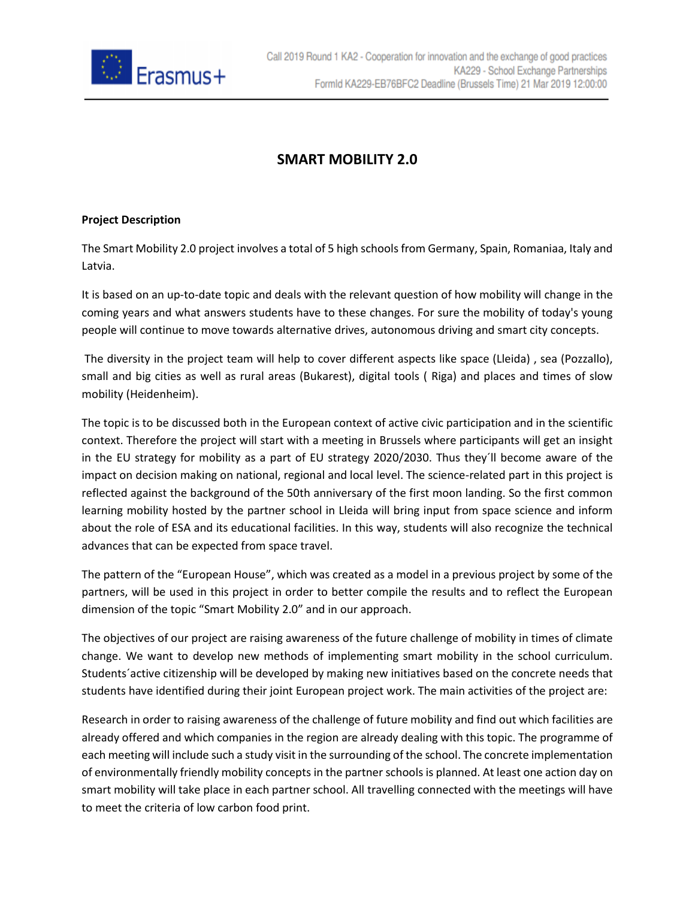# SMART MOBILITY 2.0

**Project Description**

The Smart Mobility 2.0 project involves a total of 5 high schools from Germany, Spain, Romaniaa, Italy and Latvia.

It is based on an up-to-date topic and deals with the relevant question of how mobility will change in the coming years and what answers students have to these changes. For sure the mobility of today's young people will continue to move towards alternative drives, autonomous driving and smart city concepts.

The diversity in the project team will help to cover different aspects like space (Lleida) , sea (Pozzallo), small and big cities as well as rural areas (Bukarest), digital tools ( Riga) and places and times of slow mobility (Heidenheim).

The topic is to be discussed both in the European context of active civic participation and in the scientific context. Therefore the project will start with a meeting in Brussels where participants will get an insight in the EU strategy for mobility as a part of EU strategy 2020/2030. Thus they´ll become aware of the impact on decision making on national, regional and local level. The science-related part in this project is reflected against the background of the 50th anniversary of the first moon landing. So the first common learning mobility hosted by the partner school in Lleida will bring input from space science and inform about the role of ESA and its educational facilities. In this way, students will also recognize the technical advances that can be expected from space travel.

The pattern of the "European House", which was created as a model in a previous project by some of the partners, will be used in this project in order to better compile the results and to reflect the European dimension of the topic "Smart Mobility 2.0" and in our approach.

The objectives of our project are raising awareness of the future challenge of mobility in times of climate change. We want to develop new methods of implementing smart mobility in the school curriculum. Students´active citizenship will be developed by making new initiatives based on the concrete needs that students have identified during their joint European project work. The main activities of the project are:

Research in order to raising awareness of the challenge of future mobility and find out which facilities are already offered and which companies in the region are already dealing with this topic. The programme of each meeting will include such a study visit in the surrounding of the school. The concrete implementation of environmentally friendly mobility concepts in the partner schools is planned. At least one action day on smart mobility will take place in each partner school. All travelling connected with the meetings will have to meet the criteria of low carbon food print.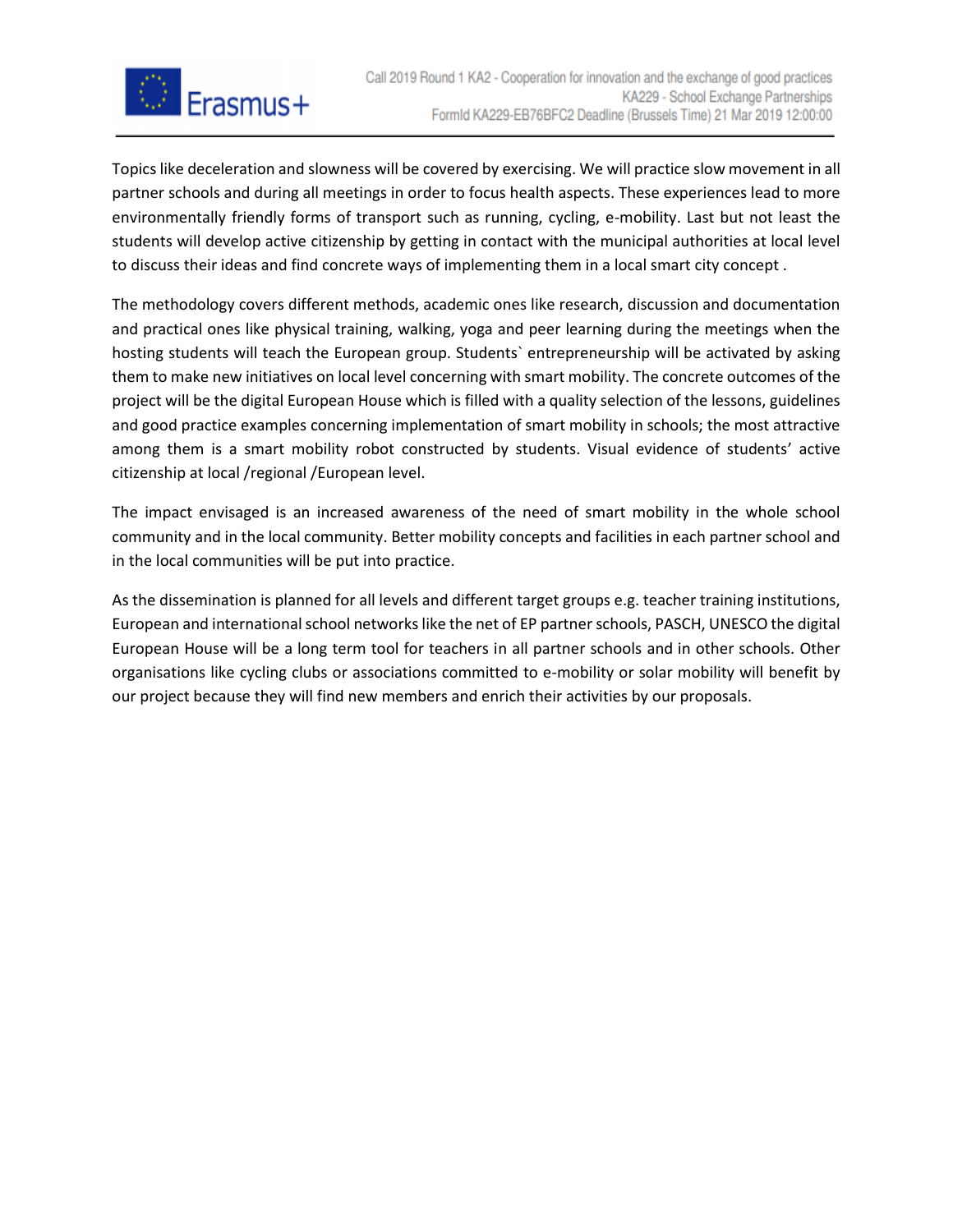Topics like deceleration and slowness will be covered by exercising. We will practice slow movement in all partner schools and during all meetings in order to focus health aspects. These experiences lead to more environmentally friendly forms of transport such as running, cycling, e-mobility. Last but not least the students will develop active citizenship by getting in contact with the municipal authorities at local level to discuss their ideas and find concrete ways of implementing them in a local smart city concept .

The methodology covers different methods, academic ones like research, discussion and documentation and practical ones like physical training, walking, yoga and peer learning during the meetings when the hosting students will teach the European group. Students` entrepreneurship will be activated by asking them to make new initiatives on local level concerning with smart mobility. The concrete outcomes of the project will be the digital European House which is filled with a quality selection of the lessons, guidelines and good practice examples concerning implementation of smart mobility in schools; the most attractive among them is a smart mobility robot constructed by students. Visual evidence of students' active citizenship at local /regional /European level.

The impact envisaged is an increased awareness of the need of smart mobility in the whole school community and in the local community. Better mobility concepts and facilities in each partner school and in the local communities will be put into practice.

As the dissemination is planned for all levels and different target groups e.g. teacher training institutions, European and international school networks like the net of EP partner schools, PASCH, UNESCO the digital European House will be a long term tool for teachers in all partner schools and in other schools. Other organisations like cycling clubs or associations committed to e-mobility or solar mobility will benefit by our project because they will find new members and enrich their activities by our proposals.